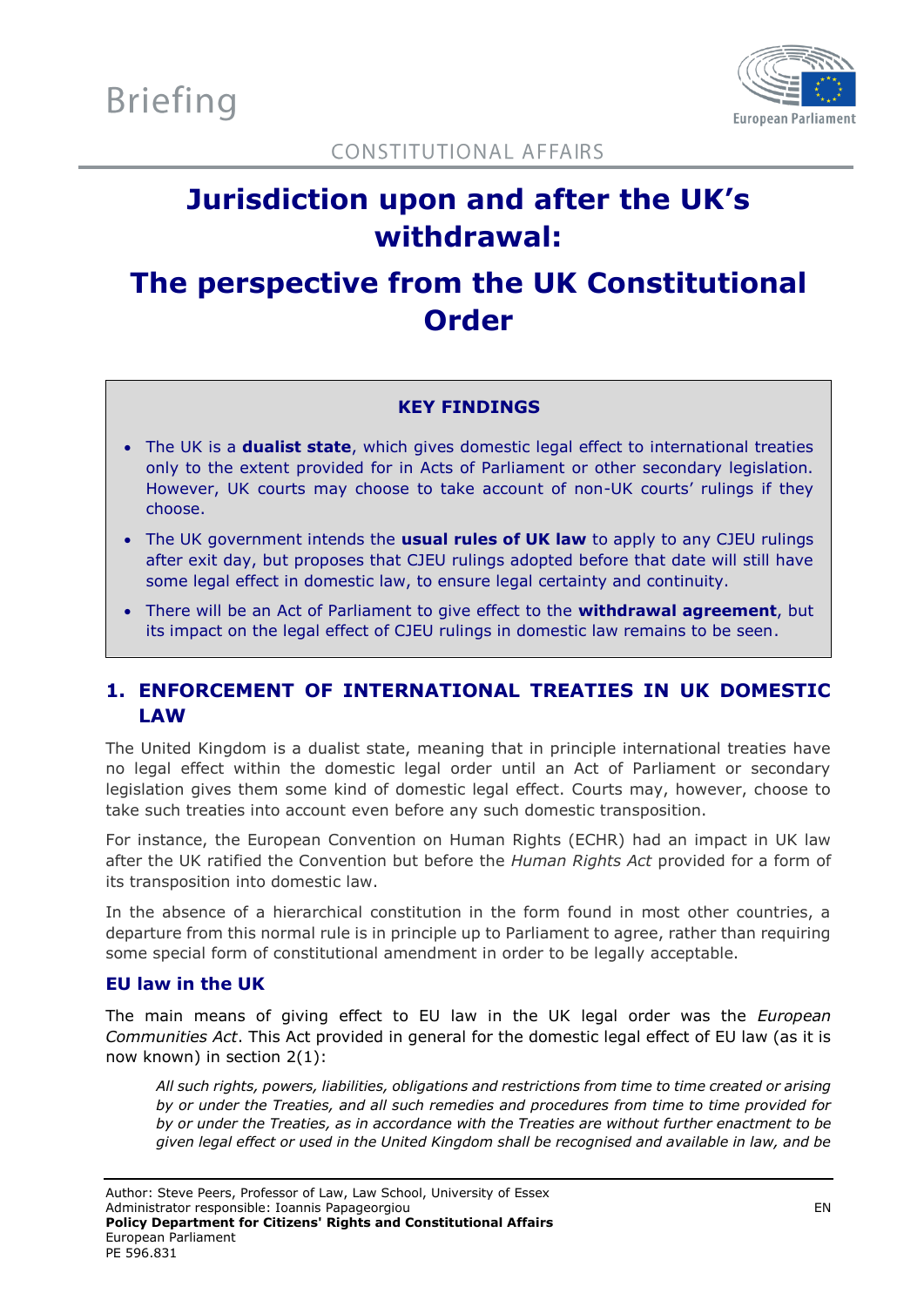Briefing

CONSTITUTIONAL AFFAIRS

# Jurisdiction upon and after the UK's withdrawal:

# The perspective from the UK Constitutional Order

**KEY FINDINGS**

- The UK is a **dualist state**, which gives domestic legal effect to international treaties only to the extent provided for in Acts of Parliament or other secondary legislation. However, UK courts may choose to take account of non-UK courts' rulings if they choose.
- The UK government intends the **usual rules of UK law** to apply to any CJEU rulings after exit day, but proposes that CJEU rulings adopted before that date will still have some legal effect in domestic law, to ensure legal certainty and continuity.
- There will be an Act of Parliament to give effect to the **withdrawal agreement**, but its impact on the legal effect of CJEU rulings in domestic law remains to be seen.

## 1. ENFORCEMENT OF INTERNATIONAL TREATIES IN UK DOMESTIC LAW

The United Kingdom is a dualist state, meaning that in principle international treaties have no legal effect within the domestic legal order until an Act of Parliament or secondary legislation gives them some kind of domestic legal effect. Courts may, however, choose to take such treaties into account even before any such domestic transposition.

For instance, the European Convention on Human Rights (ECHR) had an impact in UK law after the UK ratified the Convention but before the *Human Rights Act* provided for a form of its transposition into domestic law.

In the absence of a hierarchical constitution in the form found in most other countries, a departure from this normal rule is in principle up to Parliament to agree, rather than requiring some special form of constitutional amendment in order to be legally acceptable.

### EU law in the UK

The main means of giving effect to EU law in the UK legal order was the *European Communities Act*. This Act provided in general for the domestic legal effect of EU law (as it is now known) in section 2(1):

> *All such rights, powers, liabilities, obligations and restrictions from time to time created or arising by or under the Treaties, and all such remedies and procedures from time to time provided for by or under the Treaties, as in accordance with the Treaties are without further enactment to be given legal effect or used in the United Kingdom shall be recognised and available in law, and be*

Author: Steve Peers, Professor of Law, Law School, University of Essex
Administrator responsible: Ioannis Papageorgiou
**Policy Department for Citizens' Rights and Constitutional Affairs**
European Parliament
PE 596.831
EN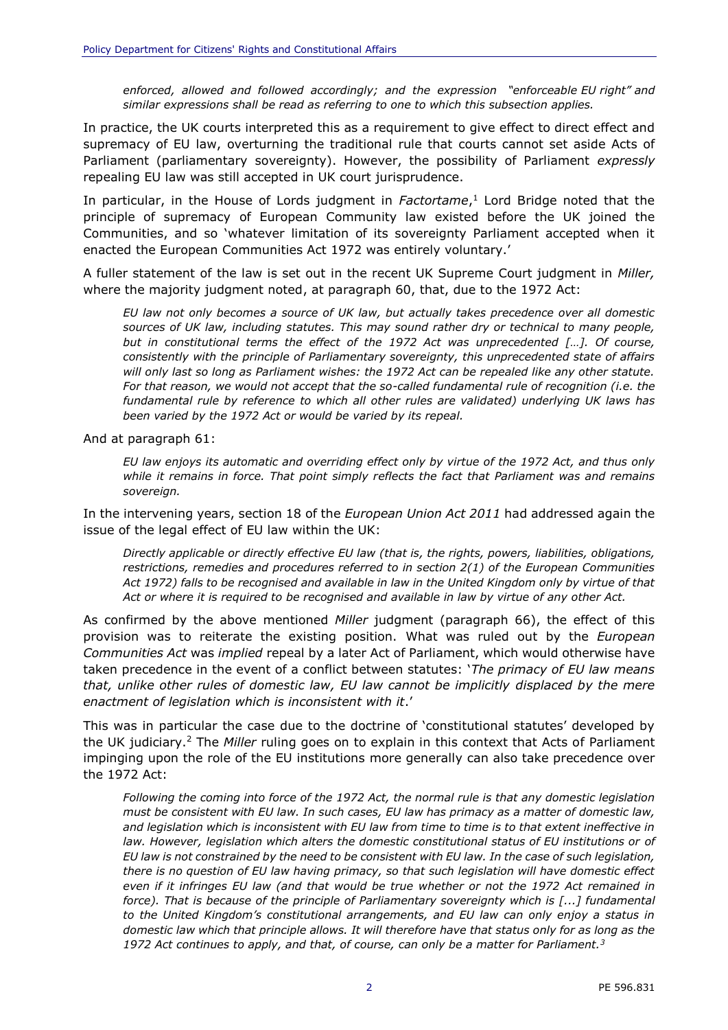*enforced, allowed and followed accordingly; and the expression "enforceable EU right" and similar expressions shall be read as referring to one to which this subsection applies.*

In practice, the UK courts interpreted this as a requirement to give effect to direct effect and supremacy of EU law, overturning the traditional rule that courts cannot set aside Acts of Parliament (parliamentary sovereignty). However, the possibility of Parliament *expressly* repealing EU law was still accepted in UK court jurisprudence.

In particular, in the House of Lords judgment in *Factortame*,[1] Lord Bridge noted that the principle of supremacy of European Community law existed before the UK joined the Communities, and so 'whatever limitation of its sovereignty Parliament accepted when it enacted the European Communities Act 1972 was entirely voluntary.'

A fuller statement of the law is set out in the recent UK Supreme Court judgment in *Miller,* where the majority judgment noted, at paragraph 60, that, due to the 1972 Act:

> *EU law not only becomes a source of UK law, but actually takes precedence over all domestic sources of UK law, including statutes. This may sound rather dry or technical to many people, but in constitutional terms the effect of the 1972 Act was unprecedented […]. Of course, consistently with the principle of Parliamentary sovereignty, this unprecedented state of affairs will only last so long as Parliament wishes: the 1972 Act can be repealed like any other statute. For that reason, we would not accept that the so-called fundamental rule of recognition (i.e. the fundamental rule by reference to which all other rules are validated) underlying UK laws has been varied by the 1972 Act or would be varied by its repeal.*

And at paragraph 61:

> *EU law enjoys its automatic and overriding effect only by virtue of the 1972 Act, and thus only while it remains in force. That point simply reflects the fact that Parliament was and remains sovereign.*

In the intervening years, section 18 of the *European Union Act 2011* had addressed again the issue of the legal effect of EU law within the UK:

> *Directly applicable or directly effective EU law (that is, the rights, powers, liabilities, obligations, restrictions, remedies and procedures referred to in section 2(1) of the European Communities Act 1972) falls to be recognised and available in law in the United Kingdom only by virtue of that Act or where it is required to be recognised and available in law by virtue of any other Act.*

As confirmed by the above mentioned *Miller* judgment (paragraph 66), the effect of this provision was to reiterate the existing position. What was ruled out by the *European Communities Act* was *implied* repeal by a later Act of Parliament, which would otherwise have taken precedence in the event of a conflict between statutes: '*The primacy of EU law means that, unlike other rules of domestic law, EU law cannot be implicitly displaced by the mere enactment of legislation which is inconsistent with it*.'

This was in particular the case due to the doctrine of 'constitutional statutes' developed by the UK judiciary.[2] The *Miller* ruling goes on to explain in this context that Acts of Parliament impinging upon the role of the EU institutions more generally can also take precedence over the 1972 Act:

> *Following the coming into force of the 1972 Act, the normal rule is that any domestic legislation must be consistent with EU law. In such cases, EU law has primacy as a matter of domestic law, and legislation which is inconsistent with EU law from time to time is to that extent ineffective in law. However, legislation which alters the domestic constitutional status of EU institutions or of EU law is not constrained by the need to be consistent with EU law. In the case of such legislation, there is no question of EU law having primacy, so that such legislation will have domestic effect even if it infringes EU law (and that would be true whether or not the 1972 Act remained in force). That is because of the principle of Parliamentary sovereignty which is [...] fundamental to the United Kingdom's constitutional arrangements, and EU law can only enjoy a status in domestic law which that principle allows. It will therefore have that status only for as long as the 1972 Act continues to apply, and that, of course, can only be a matter for Parliament.*[3]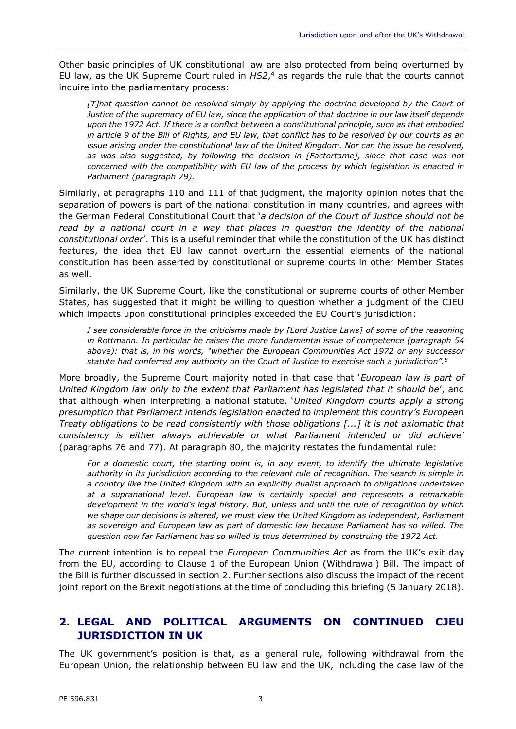Other basic principles of UK constitutional law are also protected from being overturned by EU law, as the UK Supreme Court ruled in *HS2*,[4] as regards the rule that the courts cannot inquire into the parliamentary process:

> *[T]hat question cannot be resolved simply by applying the doctrine developed by the Court of Justice of the supremacy of EU law, since the application of that doctrine in our law itself depends upon the 1972 Act. If there is a conflict between a constitutional principle, such as that embodied in article 9 of the Bill of Rights, and EU law, that conflict has to be resolved by our courts as an issue arising under the constitutional law of the United Kingdom. Nor can the issue be resolved, as was also suggested, by following the decision in [Factortame], since that case was not concerned with the compatibility with EU law of the process by which legislation is enacted in Parliament (paragraph 79).*

Similarly, at paragraphs 110 and 111 of that judgment, the majority opinion notes that the separation of powers is part of the national constitution in many countries, and agrees with the German Federal Constitutional Court that '*a decision of the Court of Justice should not be read by a national court in a way that places in question the identity of the national constitutional order*'. This is a useful reminder that while the constitution of the UK has distinct features, the idea that EU law cannot overturn the essential elements of the national constitution has been asserted by constitutional or supreme courts in other Member States as well.

Similarly, the UK Supreme Court, like the constitutional or supreme courts of other Member States, has suggested that it might be willing to question whether a judgment of the CJEU which impacts upon constitutional principles exceeded the EU Court's jurisdiction:

> *I see considerable force in the criticisms made by [Lord Justice Laws] of some of the reasoning in Rottmann. In particular he raises the more fundamental issue of competence (paragraph 54 above): that is, in his words, "whether the European Communities Act 1972 or any successor statute had conferred any authority on the Court of Justice to exercise such a jurisdiction".*[5]

More broadly, the Supreme Court majority noted in that case that '*European law is part of United Kingdom law only to the extent that Parliament has legislated that it should be*', and that although when interpreting a national statute, '*United Kingdom courts apply a strong presumption that Parliament intends legislation enacted to implement this country's European Treaty obligations to be read consistently with those obligations [...] it is not axiomatic that consistency is either always achievable or what Parliament intended or did achieve*' (paragraphs 76 and 77). At paragraph 80, the majority restates the fundamental rule:

> *For a domestic court, the starting point is, in any event, to identify the ultimate legislative authority in its jurisdiction according to the relevant rule of recognition. The search is simple in a country like the United Kingdom with an explicitly dualist approach to obligations undertaken at a supranational level. European law is certainly special and represents a remarkable development in the world's legal history. But, unless and until the rule of recognition by which we shape our decisions is altered, we must view the United Kingdom as independent, Parliament as sovereign and European law as part of domestic law because Parliament has so willed. The question how far Parliament has so willed is thus determined by construing the 1972 Act.*

The current intention is to repeal the *European Communities Act* as from the UK's exit day from the EU, according to Clause 1 of the European Union (Withdrawal) Bill. The impact of the Bill is further discussed in section 2. Further sections also discuss the impact of the recent joint report on the Brexit negotiations at the time of concluding this briefing (5 January 2018).

## 2. LEGAL AND POLITICAL ARGUMENTS ON CONTINUED CJEU JURISDICTION IN UK

The UK government's position is that, as a general rule, following withdrawal from the European Union, the relationship between EU law and the UK, including the case law of the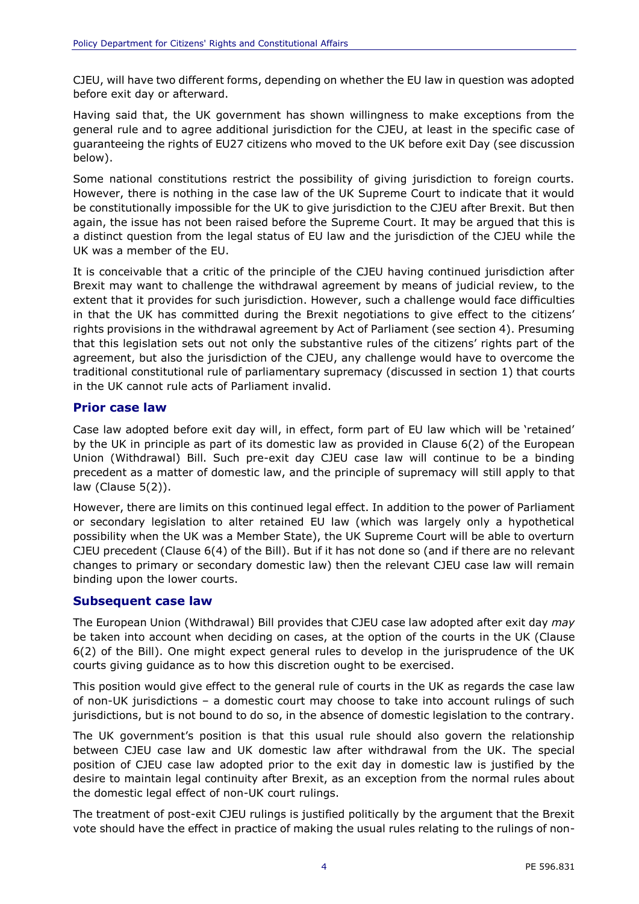CJEU, will have two different forms, depending on whether the EU law in question was adopted before exit day or afterward.

Having said that, the UK government has shown willingness to make exceptions from the general rule and to agree additional jurisdiction for the CJEU, at least in the specific case of guaranteeing the rights of EU27 citizens who moved to the UK before exit Day (see discussion below).

Some national constitutions restrict the possibility of giving jurisdiction to foreign courts. However, there is nothing in the case law of the UK Supreme Court to indicate that it would be constitutionally impossible for the UK to give jurisdiction to the CJEU after Brexit. But then again, the issue has not been raised before the Supreme Court. It may be argued that this is a distinct question from the legal status of EU law and the jurisdiction of the CJEU while the UK was a member of the EU.

It is conceivable that a critic of the principle of the CJEU having continued jurisdiction after Brexit may want to challenge the withdrawal agreement by means of judicial review, to the extent that it provides for such jurisdiction. However, such a challenge would face difficulties in that the UK has committed during the Brexit negotiations to give effect to the citizens' rights provisions in the withdrawal agreement by Act of Parliament (see section 4). Presuming that this legislation sets out not only the substantive rules of the citizens' rights part of the agreement, but also the jurisdiction of the CJEU, any challenge would have to overcome the traditional constitutional rule of parliamentary supremacy (discussed in section 1) that courts in the UK cannot rule acts of Parliament invalid.

### Prior case law

Case law adopted before exit day will, in effect, form part of EU law which will be 'retained' by the UK in principle as part of its domestic law as provided in Clause 6(2) of the European Union (Withdrawal) Bill. Such pre-exit day CJEU case law will continue to be a binding precedent as a matter of domestic law, and the principle of supremacy will still apply to that law (Clause 5(2)).

However, there are limits on this continued legal effect. In addition to the power of Parliament or secondary legislation to alter retained EU law (which was largely only a hypothetical possibility when the UK was a Member State), the UK Supreme Court will be able to overturn CJEU precedent (Clause 6(4) of the Bill). But if it has not done so (and if there are no relevant changes to primary or secondary domestic law) then the relevant CJEU case law will remain binding upon the lower courts.

### Subsequent case law

The European Union (Withdrawal) Bill provides that CJEU case law adopted after exit day *may* be taken into account when deciding on cases, at the option of the courts in the UK (Clause 6(2) of the Bill). One might expect general rules to develop in the jurisprudence of the UK courts giving guidance as to how this discretion ought to be exercised.

This position would give effect to the general rule of courts in the UK as regards the case law of non-UK jurisdictions – a domestic court may choose to take into account rulings of such jurisdictions, but is not bound to do so, in the absence of domestic legislation to the contrary.

The UK government's position is that this usual rule should also govern the relationship between CJEU case law and UK domestic law after withdrawal from the UK. The special position of CJEU case law adopted prior to the exit day in domestic law is justified by the desire to maintain legal continuity after Brexit, as an exception from the normal rules about the domestic legal effect of non-UK court rulings.

The treatment of post-exit CJEU rulings is justified politically by the argument that the Brexit vote should have the effect in practice of making the usual rules relating to the rulings of non-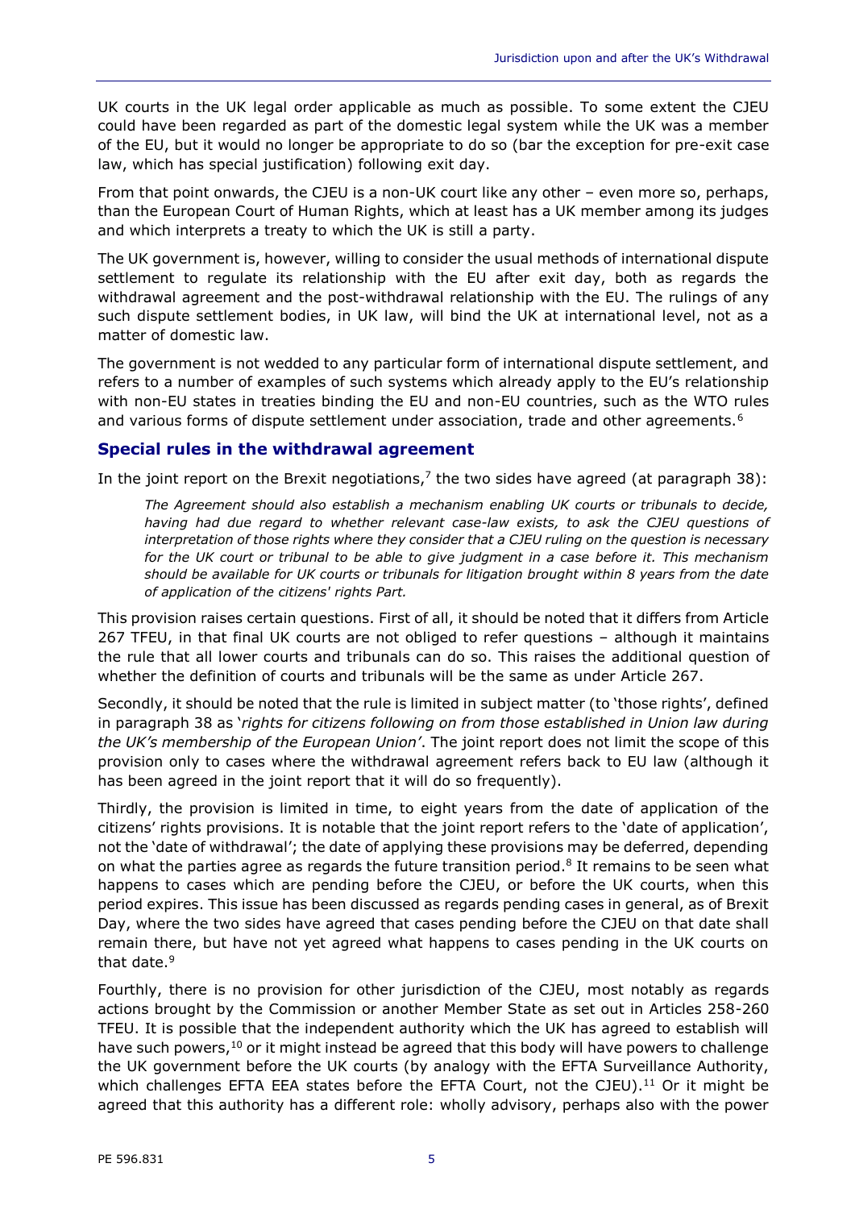UK courts in the UK legal order applicable as much as possible. To some extent the CJEU could have been regarded as part of the domestic legal system while the UK was a member of the EU, but it would no longer be appropriate to do so (bar the exception for pre-exit case law, which has special justification) following exit day.

From that point onwards, the CJEU is a non-UK court like any other – even more so, perhaps, than the European Court of Human Rights, which at least has a UK member among its judges and which interprets a treaty to which the UK is still a party.

The UK government is, however, willing to consider the usual methods of international dispute settlement to regulate its relationship with the EU after exit day, both as regards the withdrawal agreement and the post-withdrawal relationship with the EU. The rulings of any such dispute settlement bodies, in UK law, will bind the UK at international level, not as a matter of domestic law.

The government is not wedded to any particular form of international dispute settlement, and refers to a number of examples of such systems which already apply to the EU's relationship with non-EU states in treaties binding the EU and non-EU countries, such as the WTO rules and various forms of dispute settlement under association, trade and other agreements.[6]

## Special rules in the withdrawal agreement

In the joint report on the Brexit negotiations,[7] the two sides have agreed (at paragraph 38):

> *The Agreement should also establish a mechanism enabling UK courts or tribunals to decide, having had due regard to whether relevant case-law exists, to ask the CJEU questions of interpretation of those rights where they consider that a CJEU ruling on the question is necessary for the UK court or tribunal to be able to give judgment in a case before it. This mechanism should be available for UK courts or tribunals for litigation brought within 8 years from the date of application of the citizens' rights Part.*

This provision raises certain questions. First of all, it should be noted that it differs from Article 267 TFEU, in that final UK courts are not obliged to refer questions – although it maintains the rule that all lower courts and tribunals can do so. This raises the additional question of whether the definition of courts and tribunals will be the same as under Article 267.

Secondly, it should be noted that the rule is limited in subject matter (to 'those rights', defined in paragraph 38 as '*rights for citizens following on from those established in Union law during the UK's membership of the European Union'*. The joint report does not limit the scope of this provision only to cases where the withdrawal agreement refers back to EU law (although it has been agreed in the joint report that it will do so frequently).

Thirdly, the provision is limited in time, to eight years from the date of application of the citizens' rights provisions. It is notable that the joint report refers to the 'date of application', not the 'date of withdrawal'; the date of applying these provisions may be deferred, depending on what the parties agree as regards the future transition period.[8] It remains to be seen what happens to cases which are pending before the CJEU, or before the UK courts, when this period expires. This issue has been discussed as regards pending cases in general, as of Brexit Day, where the two sides have agreed that cases pending before the CJEU on that date shall remain there, but have not yet agreed what happens to cases pending in the UK courts on that date.[9]

Fourthly, there is no provision for other jurisdiction of the CJEU, most notably as regards actions brought by the Commission or another Member State as set out in Articles 258-260 TFEU. It is possible that the independent authority which the UK has agreed to establish will have such powers,[10] or it might instead be agreed that this body will have powers to challenge the UK government before the UK courts (by analogy with the EFTA Surveillance Authority, which challenges EFTA EEA states before the EFTA Court, not the CJEU).[11] Or it might be agreed that this authority has a different role: wholly advisory, perhaps also with the power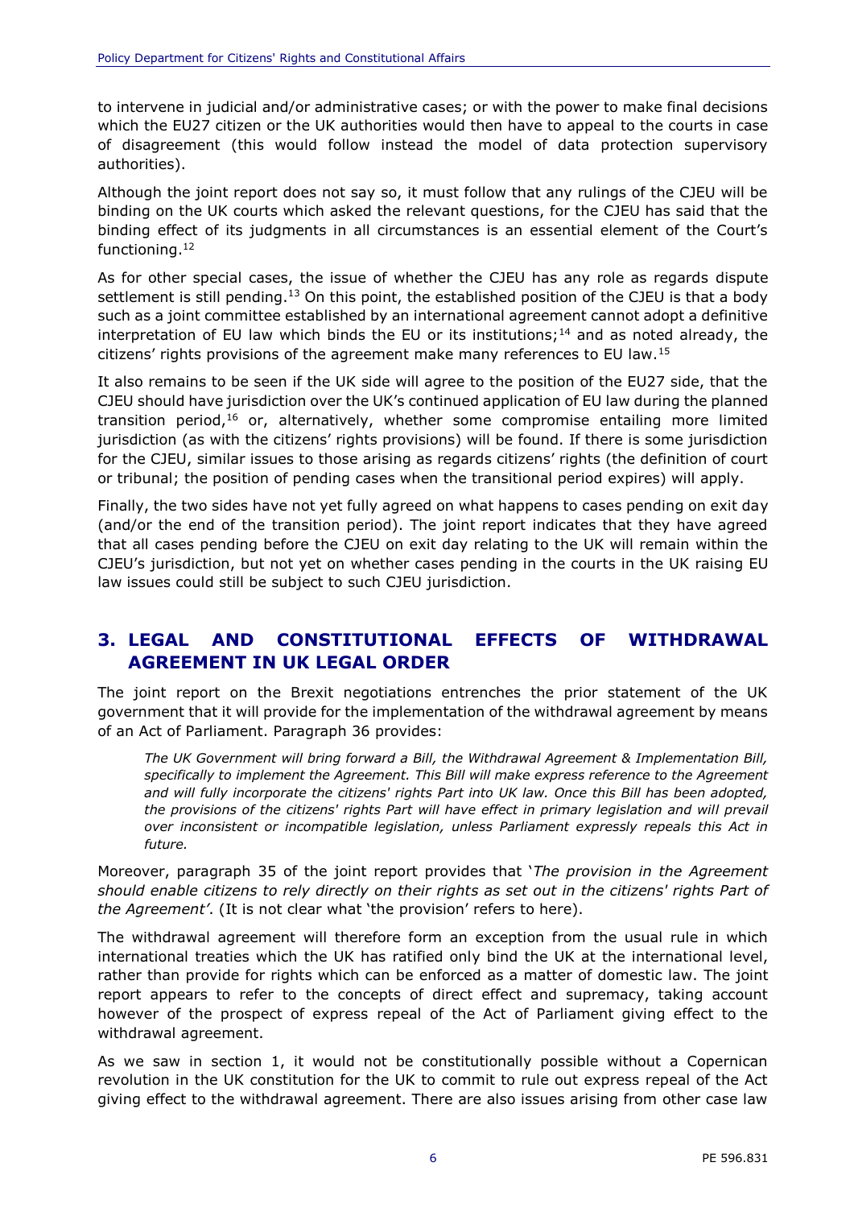to intervene in judicial and/or administrative cases; or with the power to make final decisions which the EU27 citizen or the UK authorities would then have to appeal to the courts in case of disagreement (this would follow instead the model of data protection supervisory authorities).

Although the joint report does not say so, it must follow that any rulings of the CJEU will be binding on the UK courts which asked the relevant questions, for the CJEU has said that the binding effect of its judgments in all circumstances is an essential element of the Court's functioning.[12]

As for other special cases, the issue of whether the CJEU has any role as regards dispute settlement is still pending.[13] On this point, the established position of the CJEU is that a body such as a joint committee established by an international agreement cannot adopt a definitive interpretation of EU law which binds the EU or its institutions;[14] and as noted already, the citizens' rights provisions of the agreement make many references to EU law.[15]

It also remains to be seen if the UK side will agree to the position of the EU27 side, that the CJEU should have jurisdiction over the UK's continued application of EU law during the planned transition period,[16] or, alternatively, whether some compromise entailing more limited jurisdiction (as with the citizens' rights provisions) will be found. If there is some jurisdiction for the CJEU, similar issues to those arising as regards citizens' rights (the definition of court or tribunal; the position of pending cases when the transitional period expires) will apply.

Finally, the two sides have not yet fully agreed on what happens to cases pending on exit day (and/or the end of the transition period). The joint report indicates that they have agreed that all cases pending before the CJEU on exit day relating to the UK will remain within the CJEU's jurisdiction, but not yet on whether cases pending in the courts in the UK raising EU law issues could still be subject to such CJEU jurisdiction.

## 3. LEGAL AND CONSTITUTIONAL EFFECTS OF WITHDRAWAL AGREEMENT IN UK LEGAL ORDER

The joint report on the Brexit negotiations entrenches the prior statement of the UK government that it will provide for the implementation of the withdrawal agreement by means of an Act of Parliament. Paragraph 36 provides:

> *The UK Government will bring forward a Bill, the Withdrawal Agreement & Implementation Bill, specifically to implement the Agreement. This Bill will make express reference to the Agreement and will fully incorporate the citizens' rights Part into UK law. Once this Bill has been adopted, the provisions of the citizens' rights Part will have effect in primary legislation and will prevail over inconsistent or incompatible legislation, unless Parliament expressly repeals this Act in future.*

Moreover, paragraph 35 of the joint report provides that '*The provision in the Agreement should enable citizens to rely directly on their rights as set out in the citizens' rights Part of the Agreement*'. (It is not clear what 'the provision' refers to here).

The withdrawal agreement will therefore form an exception from the usual rule in which international treaties which the UK has ratified only bind the UK at the international level, rather than provide for rights which can be enforced as a matter of domestic law. The joint report appears to refer to the concepts of direct effect and supremacy, taking account however of the prospect of express repeal of the Act of Parliament giving effect to the withdrawal agreement.

As we saw in section 1, it would not be constitutionally possible without a Copernican revolution in the UK constitution for the UK to commit to rule out express repeal of the Act giving effect to the withdrawal agreement. There are also issues arising from other case law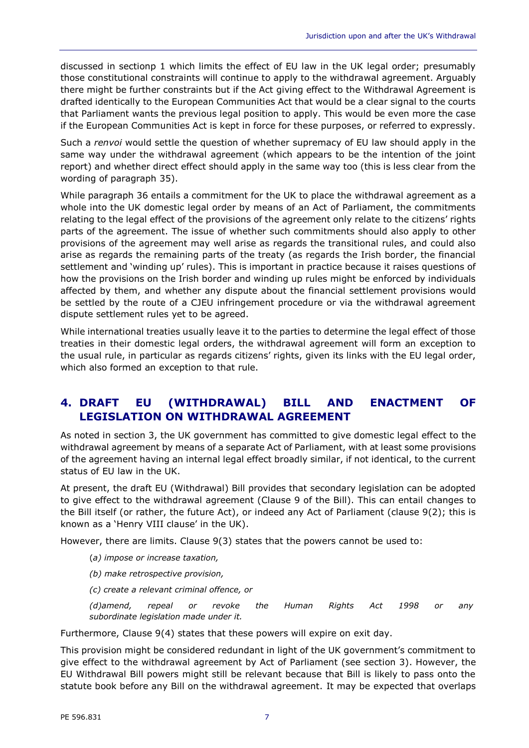discussed in sectionp 1 which limits the effect of EU law in the UK legal order; presumably those constitutional constraints will continue to apply to the withdrawal agreement. Arguably there might be further constraints but if the Act giving effect to the Withdrawal Agreement is drafted identically to the European Communities Act that would be a clear signal to the courts that Parliament wants the previous legal position to apply. This would be even more the case if the European Communities Act is kept in force for these purposes, or referred to expressly.

Such a *renvoi* would settle the question of whether supremacy of EU law should apply in the same way under the withdrawal agreement (which appears to be the intention of the joint report) and whether direct effect should apply in the same way too (this is less clear from the wording of paragraph 35).

While paragraph 36 entails a commitment for the UK to place the withdrawal agreement as a whole into the UK domestic legal order by means of an Act of Parliament, the commitments relating to the legal effect of the provisions of the agreement only relate to the citizens' rights parts of the agreement. The issue of whether such commitments should also apply to other provisions of the agreement may well arise as regards the transitional rules, and could also arise as regards the remaining parts of the treaty (as regards the Irish border, the financial settlement and 'winding up' rules). This is important in practice because it raises questions of how the provisions on the Irish border and winding up rules might be enforced by individuals affected by them, and whether any dispute about the financial settlement provisions would be settled by the route of a CJEU infringement procedure or via the withdrawal agreement dispute settlement rules yet to be agreed.

While international treaties usually leave it to the parties to determine the legal effect of those treaties in their domestic legal orders, the withdrawal agreement will form an exception to the usual rule, in particular as regards citizens' rights, given its links with the EU legal order, which also formed an exception to that rule.

## 4. DRAFT EU (WITHDRAWAL) BILL AND ENACTMENT OF LEGISLATION ON WITHDRAWAL AGREEMENT

As noted in section 3, the UK government has committed to give domestic legal effect to the withdrawal agreement by means of a separate Act of Parliament, with at least some provisions of the agreement having an internal legal effect broadly similar, if not identical, to the current status of EU law in the UK.

At present, the draft EU (Withdrawal) Bill provides that secondary legislation can be adopted to give effect to the withdrawal agreement (Clause 9 of the Bill). This can entail changes to the Bill itself (or rather, the future Act), or indeed any Act of Parliament (clause 9(2); this is known as a 'Henry VIII clause' in the UK).

However, there are limits. Clause 9(3) states that the powers cannot be used to:

> *(a) impose or increase taxation,*
>
> *(b) make retrospective provision,*
>
> *(c) create a relevant criminal offence, or*
>
> *(d)amend, repeal or revoke the Human Rights Act 1998 or any subordinate legislation made under it.*

Furthermore, Clause 9(4) states that these powers will expire on exit day.

This provision might be considered redundant in light of the UK government's commitment to give effect to the withdrawal agreement by Act of Parliament (see section 3). However, the EU Withdrawal Bill powers might still be relevant because that Bill is likely to pass onto the statute book before any Bill on the withdrawal agreement. It may be expected that overlaps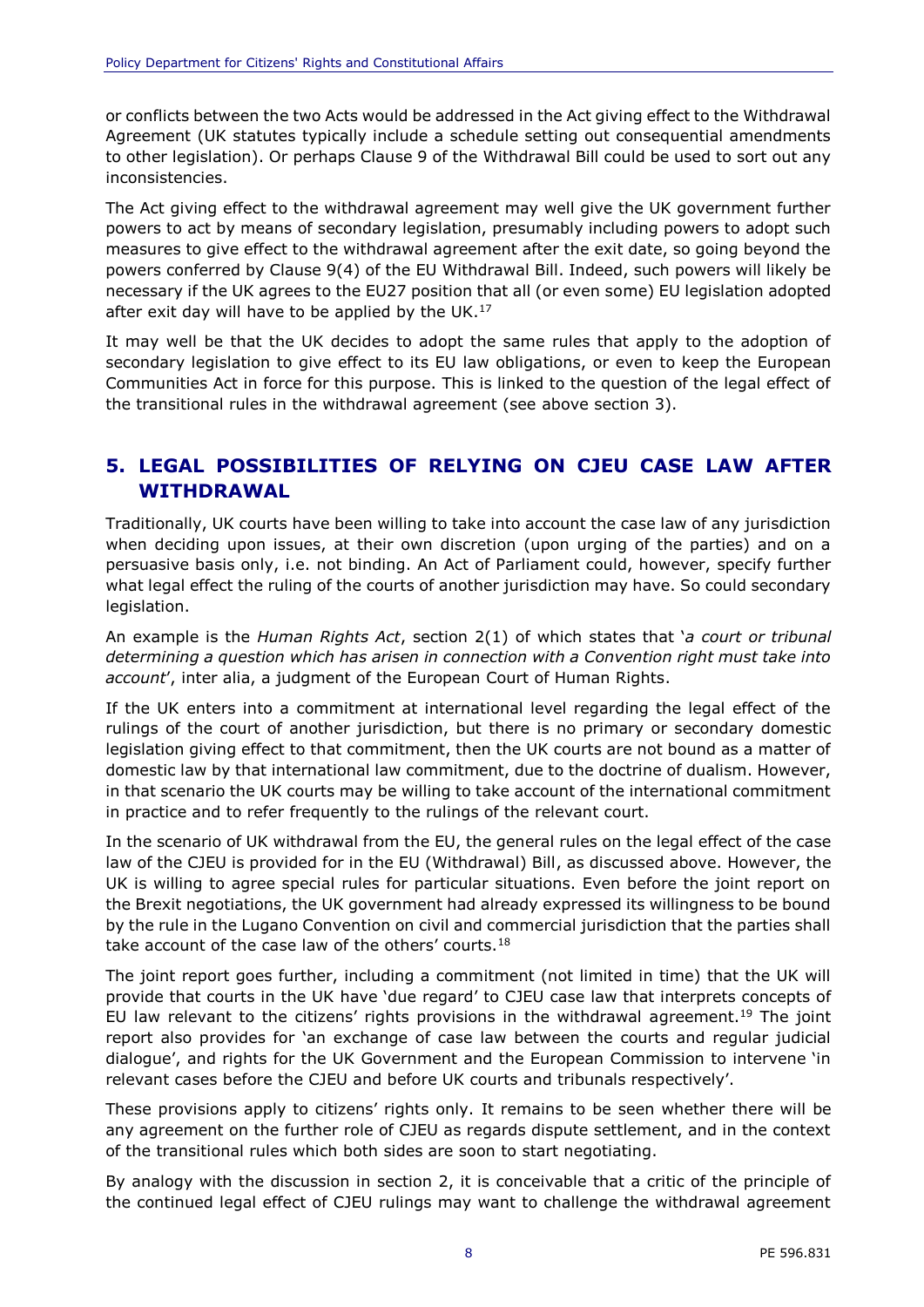or conflicts between the two Acts would be addressed in the Act giving effect to the Withdrawal Agreement (UK statutes typically include a schedule setting out consequential amendments to other legislation). Or perhaps Clause 9 of the Withdrawal Bill could be used to sort out any inconsistencies.

The Act giving effect to the withdrawal agreement may well give the UK government further powers to act by means of secondary legislation, presumably including powers to adopt such measures to give effect to the withdrawal agreement after the exit date, so going beyond the powers conferred by Clause 9(4) of the EU Withdrawal Bill. Indeed, such powers will likely be necessary if the UK agrees to the EU27 position that all (or even some) EU legislation adopted after exit day will have to be applied by the UK.[17]

It may well be that the UK decides to adopt the same rules that apply to the adoption of secondary legislation to give effect to its EU law obligations, or even to keep the European Communities Act in force for this purpose. This is linked to the question of the legal effect of the transitional rules in the withdrawal agreement (see above section 3).

## 5. LEGAL POSSIBILITIES OF RELYING ON CJEU CASE LAW AFTER WITHDRAWAL

Traditionally, UK courts have been willing to take into account the case law of any jurisdiction when deciding upon issues, at their own discretion (upon urging of the parties) and on a persuasive basis only, i.e. not binding. An Act of Parliament could, however, specify further what legal effect the ruling of the courts of another jurisdiction may have. So could secondary legislation.

An example is the *Human Rights Act*, section 2(1) of which states that '*a court or tribunal determining a question which has arisen in connection with a Convention right must take into account*', inter alia, a judgment of the European Court of Human Rights.

If the UK enters into a commitment at international level regarding the legal effect of the rulings of the court of another jurisdiction, but there is no primary or secondary domestic legislation giving effect to that commitment, then the UK courts are not bound as a matter of domestic law by that international law commitment, due to the doctrine of dualism. However, in that scenario the UK courts may be willing to take account of the international commitment in practice and to refer frequently to the rulings of the relevant court.

In the scenario of UK withdrawal from the EU, the general rules on the legal effect of the case law of the CJEU is provided for in the EU (Withdrawal) Bill, as discussed above. However, the UK is willing to agree special rules for particular situations. Even before the joint report on the Brexit negotiations, the UK government had already expressed its willingness to be bound by the rule in the Lugano Convention on civil and commercial jurisdiction that the parties shall take account of the case law of the others' courts.[18]

The joint report goes further, including a commitment (not limited in time) that the UK will provide that courts in the UK have 'due regard' to CJEU case law that interprets concepts of EU law relevant to the citizens' rights provisions in the withdrawal agreement.[19] The joint report also provides for 'an exchange of case law between the courts and regular judicial dialogue', and rights for the UK Government and the European Commission to intervene 'in relevant cases before the CJEU and before UK courts and tribunals respectively'.

These provisions apply to citizens' rights only. It remains to be seen whether there will be any agreement on the further role of CJEU as regards dispute settlement, and in the context of the transitional rules which both sides are soon to start negotiating.

By analogy with the discussion in section 2, it is conceivable that a critic of the principle of the continued legal effect of CJEU rulings may want to challenge the withdrawal agreement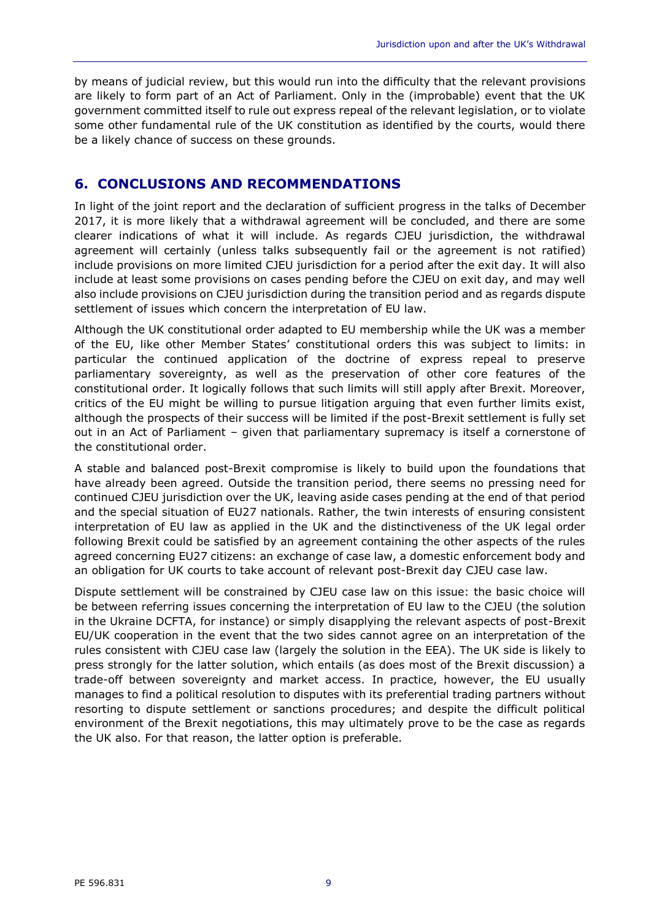by means of judicial review, but this would run into the difficulty that the relevant provisions are likely to form part of an Act of Parliament. Only in the (improbable) event that the UK government committed itself to rule out express repeal of the relevant legislation, or to violate some other fundamental rule of the UK constitution as identified by the courts, would there be a likely chance of success on these grounds.

## 6. CONCLUSIONS AND RECOMMENDATIONS

In light of the joint report and the declaration of sufficient progress in the talks of December 2017, it is more likely that a withdrawal agreement will be concluded, and there are some clearer indications of what it will include. As regards CJEU jurisdiction, the withdrawal agreement will certainly (unless talks subsequently fail or the agreement is not ratified) include provisions on more limited CJEU jurisdiction for a period after the exit day. It will also include at least some provisions on cases pending before the CJEU on exit day, and may well also include provisions on CJEU jurisdiction during the transition period and as regards dispute settlement of issues which concern the interpretation of EU law.

Although the UK constitutional order adapted to EU membership while the UK was a member of the EU, like other Member States' constitutional orders this was subject to limits: in particular the continued application of the doctrine of express repeal to preserve parliamentary sovereignty, as well as the preservation of other core features of the constitutional order. It logically follows that such limits will still apply after Brexit. Moreover, critics of the EU might be willing to pursue litigation arguing that even further limits exist, although the prospects of their success will be limited if the post-Brexit settlement is fully set out in an Act of Parliament – given that parliamentary supremacy is itself a cornerstone of the constitutional order.

A stable and balanced post-Brexit compromise is likely to build upon the foundations that have already been agreed. Outside the transition period, there seems no pressing need for continued CJEU jurisdiction over the UK, leaving aside cases pending at the end of that period and the special situation of EU27 nationals. Rather, the twin interests of ensuring consistent interpretation of EU law as applied in the UK and the distinctiveness of the UK legal order following Brexit could be satisfied by an agreement containing the other aspects of the rules agreed concerning EU27 citizens: an exchange of case law, a domestic enforcement body and an obligation for UK courts to take account of relevant post-Brexit day CJEU case law.

Dispute settlement will be constrained by CJEU case law on this issue: the basic choice will be between referring issues concerning the interpretation of EU law to the CJEU (the solution in the Ukraine DCFTA, for instance) or simply disapplying the relevant aspects of post-Brexit EU/UK cooperation in the event that the two sides cannot agree on an interpretation of the rules consistent with CJEU case law (largely the solution in the EEA). The UK side is likely to press strongly for the latter solution, which entails (as does most of the Brexit discussion) a trade-off between sovereignty and market access. In practice, however, the EU usually manages to find a political resolution to disputes with its preferential trading partners without resorting to dispute settlement or sanctions procedures; and despite the difficult political environment of the Brexit negotiations, this may ultimately prove to be the case as regards the UK also. For that reason, the latter option is preferable.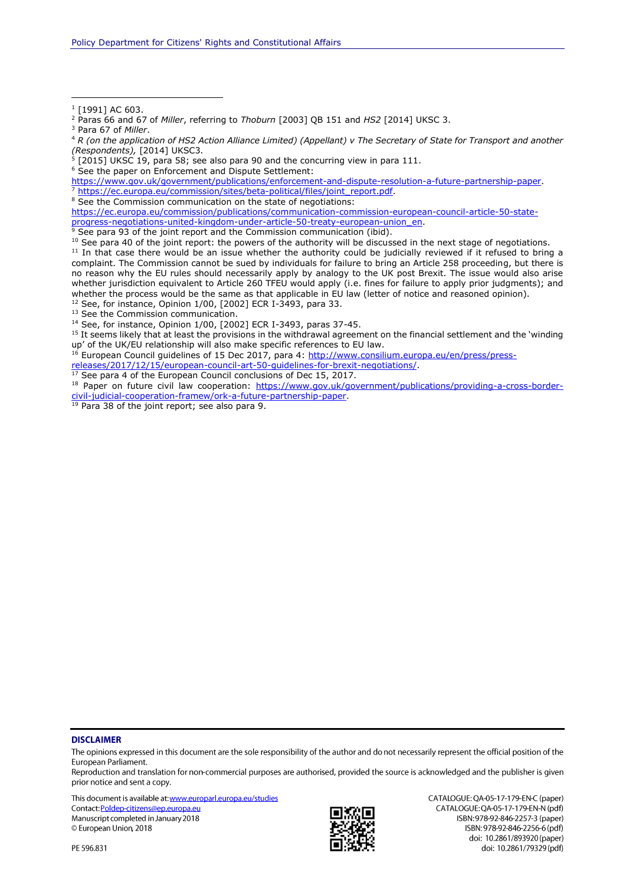[1] [1991] AC 603.

[2] Paras 66 and 67 of *Miller*, referring to *Thoburn* [2003] QB 151 and *HS2* [2014] UKSC 3.

[3] Para 67 of *Miller*.

[4] *R (on the application of HS2 Action Alliance Limited) (Appellant) v The Secretary of State for Transport and another (Respondents),* [2014] UKSC3.

[5] [2015] UKSC 19, para 58; see also para 90 and the concurring view in para 111.

[6] See the paper on Enforcement and Dispute Settlement: https://www.gov.uk/government/publications/enforcement-and-dispute-resolution-a-future-partnership-paper.

[7] https://ec.europa.eu/commission/sites/beta-political/files/joint_report.pdf.

[8] See the Commission communication on the state of negotiations: https://ec.europa.eu/commission/publications/communication-commission-european-council-article-50-state-progress-negotiations-united-kingdom-under-article-50-treaty-european-union_en.

[9] See para 93 of the joint report and the Commission communication (ibid).

[10] See para 40 of the joint report: the powers of the authority will be discussed in the next stage of negotiations.

[11] In that case there would be an issue whether the authority could be judicially reviewed if it refused to bring a complaint. The Commission cannot be sued by individuals for failure to bring an Article 258 proceeding, but there is no reason why the EU rules should necessarily apply by analogy to the UK post Brexit. The issue would also arise whether jurisdiction equivalent to Article 260 TFEU would apply (i.e. fines for failure to apply prior judgments); and whether the process would be the same as that applicable in EU law (letter of notice and reasoned opinion).

[12] See, for instance, Opinion 1/00, [2002] ECR I-3493, para 33.

[13] See the Commission communication.

[14] See, for instance, Opinion 1/00, [2002] ECR I-3493, paras 37-45.

[15] It seems likely that at least the provisions in the withdrawal agreement on the financial settlement and the 'winding up' of the UK/EU relationship will also make specific references to EU law.

[16] European Council guidelines of 15 Dec 2017, para 4: http://www.consilium.europa.eu/en/press/press-releases/2017/12/15/european-council-art-50-guidelines-for-brexit-negotiations/.

[17] See para 4 of the European Council conclusions of Dec 15, 2017.

[18] Paper on future civil law cooperation: https://www.gov.uk/government/publications/providing-a-cross-border-civil-judicial-cooperation-framew/ork-a-future-partnership-paper.

[19] Para 38 of the joint report; see also para 9.

**DISCLAIMER**

The opinions expressed in this document are the sole responsibility of the author and do not necessarily represent the official position of the European Parliament.

Reproduction and translation for non-commercial purposes are authorised, provided the source is acknowledged and the publisher is given prior notice and sent a copy.

This document is available at: www.europarl.europa.eu/studies
Contact: Poldep-citizens@ep.europa.eu
Manuscript completed in January 2018
© European Union, 2018

CATALOGUE: QA-05-17-179-EN-C (paper)
CATALOGUE: QA-05-17-179-EN-N (pdf)
ISBN: 978-92-846-2257-3 (paper)
ISBN: 978-92-846-2256-6 (pdf)
doi: 10.2861/893920 (paper)
doi: 10.2861/79329 (pdf)

PE 596.831